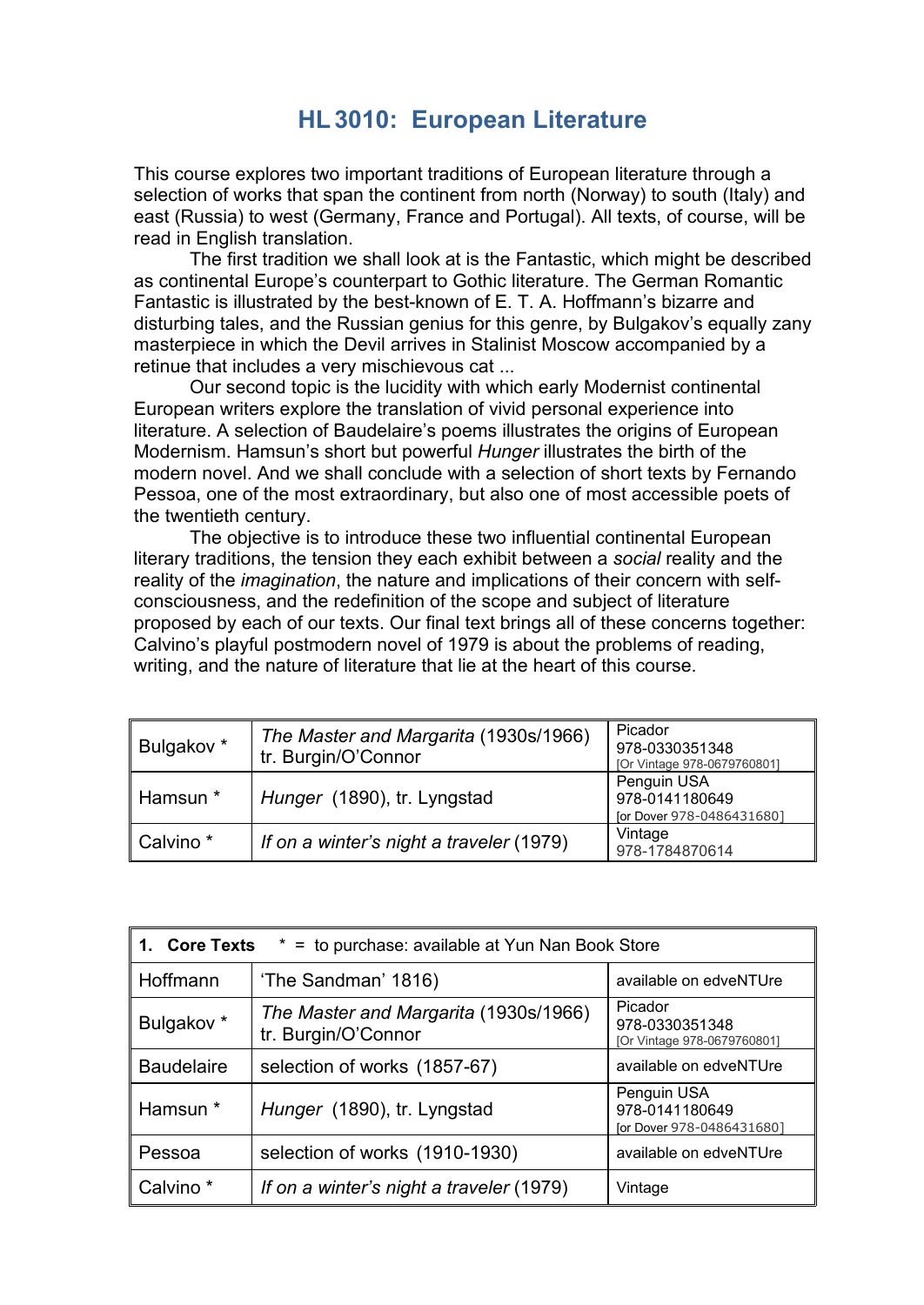# HL 3010: European Literature

This course explores two important traditions of European literature through a selection of works that span the continent from north (Norway) to south (Italy) and east (Russia) to west (Germany, France and Portugal). All texts, of course, will be read in English translation.

The first tradition we shall look at is the Fantastic, which might be described as continental Europe's counterpart to Gothic literature. The German Romantic Fantastic is illustrated by the best-known of E. T. A. Hoffmann's bizarre and disturbing tales, and the Russian genius for this genre, by Bulgakov's equally zany masterpiece in which the Devil arrives in Stalinist Moscow accompanied by a retinue that includes a very mischievous cat ...

Our second topic is the lucidity with which early Modernist continental European writers explore the translation of vivid personal experience into literature. A selection of Baudelaire's poems illustrates the origins of European Modernism. Hamsun's short but powerful *Hunger* illustrates the birth of the modern novel. And we shall conclude with a selection of short texts by Fernando Pessoa, one of the most extraordinary, but also one of most accessible poets of the twentieth century.

The objective is to introduce these two influential continental European literary traditions, the tension they each exhibit between a *social* reality and the reality of the *imagination*, the nature and implications of their concern with self-consciousness, and the redefinition of the scope and subject of literature proposed by each of our texts. Our final text brings all of these concerns together: Calvino's playful postmodern novel of 1979 is about the problems of reading, writing, and the nature of literature that lie at the heart of this course.

| | | |
|---|---|---|
| Bulgakov * | *The Master and Margarita* (1930s/1966) tr. Burgin/O'Connor | Picador 978-0330351348 [Or Vintage 978-0679760801] |
| Hamsun * | *Hunger* (1890), tr. Lyngstad | Penguin USA 978-0141180649 [or Dover 978-0486431680] |
| Calvino * | *If on a winter's night a traveler* (1979) | Vintage 978-1784870614 |

| **1. Core Texts** | * = to purchase: available at Yun Nan Book Store | |
|---|---|---|
| Hoffmann | 'The Sandman' 1816) | available on edveNTUre |
| Bulgakov * | *The Master and Margarita* (1930s/1966) tr. Burgin/O'Connor | Picador 978-0330351348 [Or Vintage 978-0679760801] |
| Baudelaire | selection of works (1857-67) | available on edveNTUre |
| Hamsun * | *Hunger* (1890), tr. Lyngstad | Penguin USA 978-0141180649 [or Dover 978-0486431680] |
| Pessoa | selection of works (1910-1930) | available on edveNTUre |
| Calvino * | *If on a winter's night a traveler* (1979) | Vintage |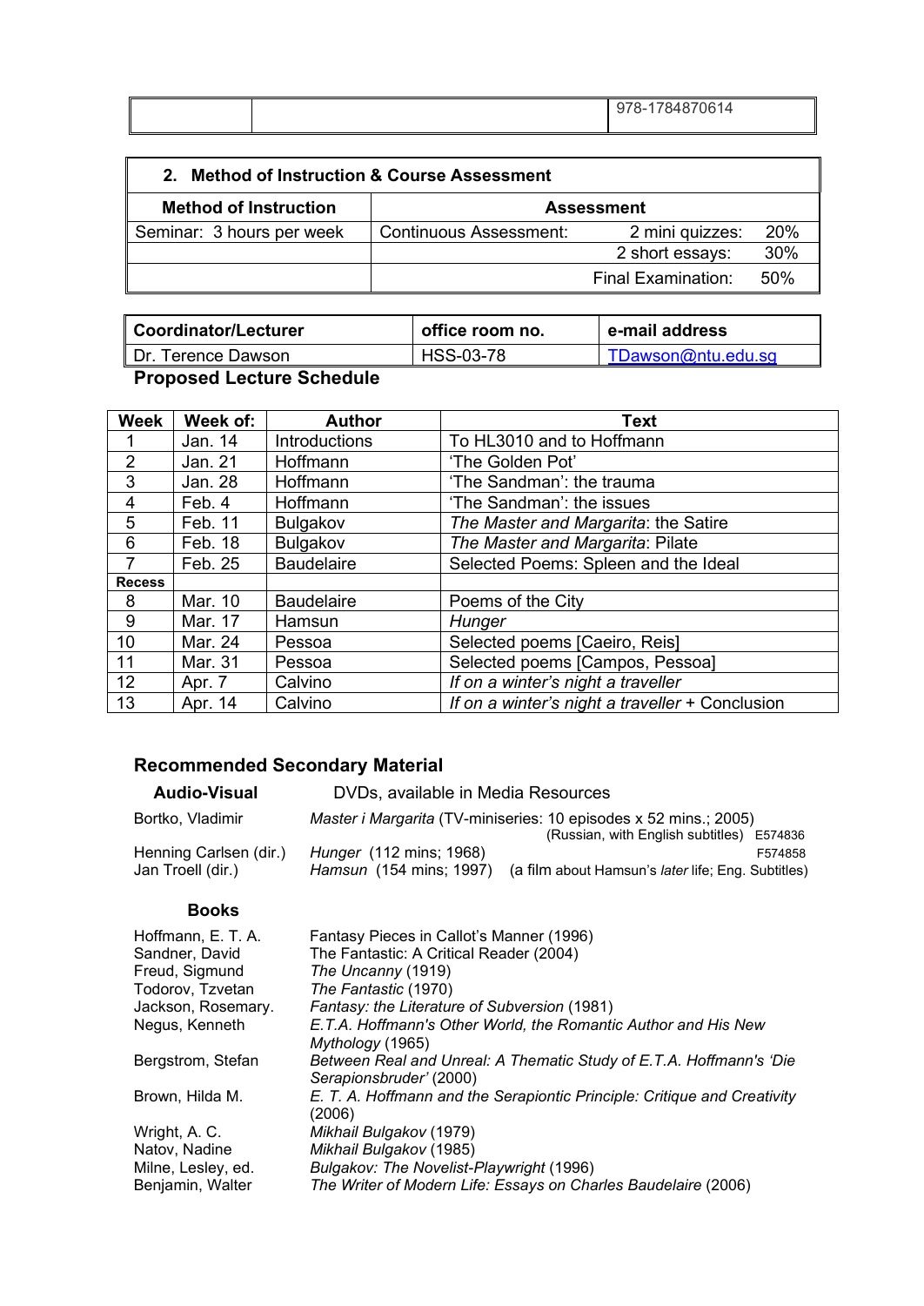| | | 978-1784870614 |
|---|---|---|

## 2. Method of Instruction & Course Assessment

| Method of Instruction | Assessment | | |
|---|---|---|---|
| Seminar: 3 hours per week | Continuous Assessment: | 2 mini quizzes: | 20% |
| | | 2 short essays: | 30% |
| | | Final Examination: | 50% |

| Coordinator/Lecturer | office room no. | e-mail address |
|---|---|---|
| Dr. Terence Dawson | HSS-03-78 | TDawson@ntu.edu.sg |

**Proposed Lecture Schedule**

| Week | Week of: | Author | Text |
|---|---|---|---|
| 1 | Jan. 14 | Introductions | To HL3010 and to Hoffmann |
| 2 | Jan. 21 | Hoffmann | 'The Golden Pot' |
| 3 | Jan. 28 | Hoffmann | 'The Sandman': the trauma |
| 4 | Feb. 4 | Hoffmann | 'The Sandman': the issues |
| 5 | Feb. 11 | Bulgakov | *The Master and Margarita*: the Satire |
| 6 | Feb. 18 | Bulgakov | *The Master and Margarita*: Pilate |
| 7 | Feb. 25 | Baudelaire | Selected Poems: Spleen and the Ideal |
| **Recess** | | | |
| 8 | Mar. 10 | Baudelaire | Poems of the City |
| 9 | Mar. 17 | Hamsun | *Hunger* |
| 10 | Mar. 24 | Pessoa | Selected poems [Caeiro, Reis] |
| 11 | Mar. 31 | Pessoa | Selected poems [Campos, Pessoa] |
| 12 | Apr. 7 | Calvino | *If on a winter's night a traveller* |
| 13 | Apr. 14 | Calvino | *If on a winter's night a traveller* + Conclusion |

### Recommended Secondary Material

| **Audio-Visual** | DVDs, available in Media Resources | |
|---|---|---|
| Bortko, Vladimir | *Master i Margarita* (TV-miniseries: 10 episodes x 52 mins.; 2005) (Russian, with English subtitles) | E574836 |
| Henning Carlsen (dir.) | *Hunger* (112 mins; 1968) | F574858 |
| Jan Troell (dir.) | *Hamsun* (154 mins; 1997) (a film about Hamsun's *later* life; Eng. Subtitles) | |

**Books**

| | |
|---|---|
| Hoffmann, E. T. A. | Fantasy Pieces in Callot's Manner (1996) |
| Sandner, David | The Fantastic: A Critical Reader (2004) |
| Freud, Sigmund | *The Uncanny* (1919) |
| Todorov, Tzvetan | *The Fantastic* (1970) |
| Jackson, Rosemary. | *Fantasy: the Literature of Subversion* (1981) |
| Negus, Kenneth | *E.T.A. Hoffmann's Other World, the Romantic Author and His New Mythology* (1965) |
| Bergstrom, Stefan | *Between Real and Unreal: A Thematic Study of E.T.A. Hoffmann's 'Die Serapionsbruder'* (2000) |
| Brown, Hilda M. | *E. T. A. Hoffmann and the Serapiontic Principle: Critique and Creativity* (2006) |
| Wright, A. C. | *Mikhail Bulgakov* (1979) |
| Natov, Nadine | *Mikhail Bulgakov* (1985) |
| Milne, Lesley, ed. | *Bulgakov: The Novelist-Playwright* (1996) |
| Benjamin, Walter | *The Writer of Modern Life: Essays on Charles Baudelaire* (2006) |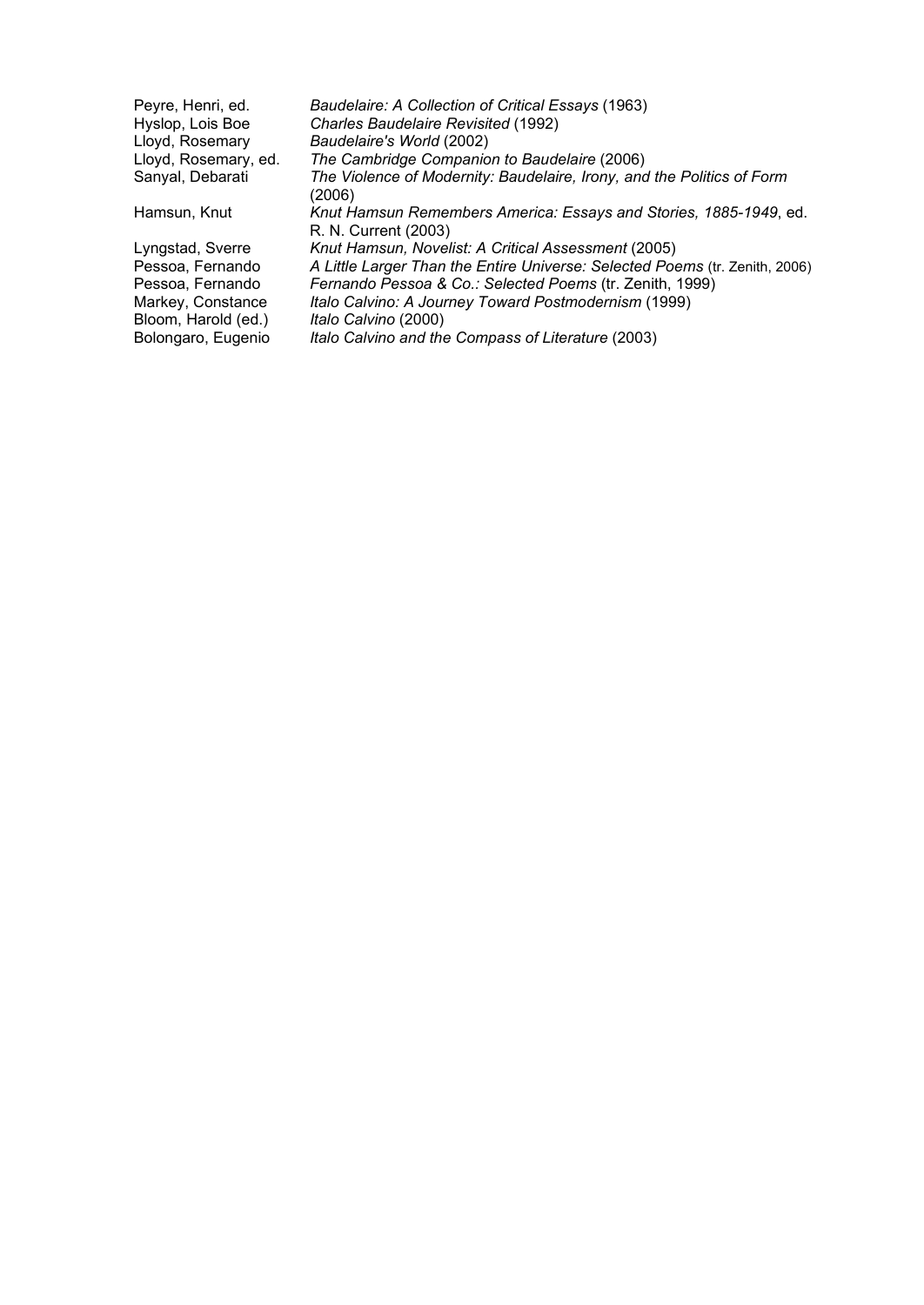| | |
|---|---|
| Peyre, Henri, ed. | *Baudelaire: A Collection of Critical Essays* (1963) |
| Hyslop, Lois Boe | *Charles Baudelaire Revisited* (1992) |
| Lloyd, Rosemary | *Baudelaire's World* (2002) |
| Lloyd, Rosemary, ed. | *The Cambridge Companion to Baudelaire* (2006) |
| Sanyal, Debarati | *The Violence of Modernity: Baudelaire, Irony, and the Politics of Form* (2006) |
| Hamsun, Knut | *Knut Hamsun Remembers America: Essays and Stories, 1885-1949*, ed. R. N. Current (2003) |
| Lyngstad, Sverre | *Knut Hamsun, Novelist: A Critical Assessment* (2005) |
| Pessoa, Fernando | *A Little Larger Than the Entire Universe: Selected Poems* (tr. Zenith, 2006) |
| Pessoa, Fernando | *Fernando Pessoa & Co.: Selected Poems* (tr. Zenith, 1999) |
| Markey, Constance | *Italo Calvino: A Journey Toward Postmodernism* (1999) |
| Bloom, Harold (ed.) | *Italo Calvino* (2000) |
| Bolongaro, Eugenio | *Italo Calvino and the Compass of Literature* (2003) |